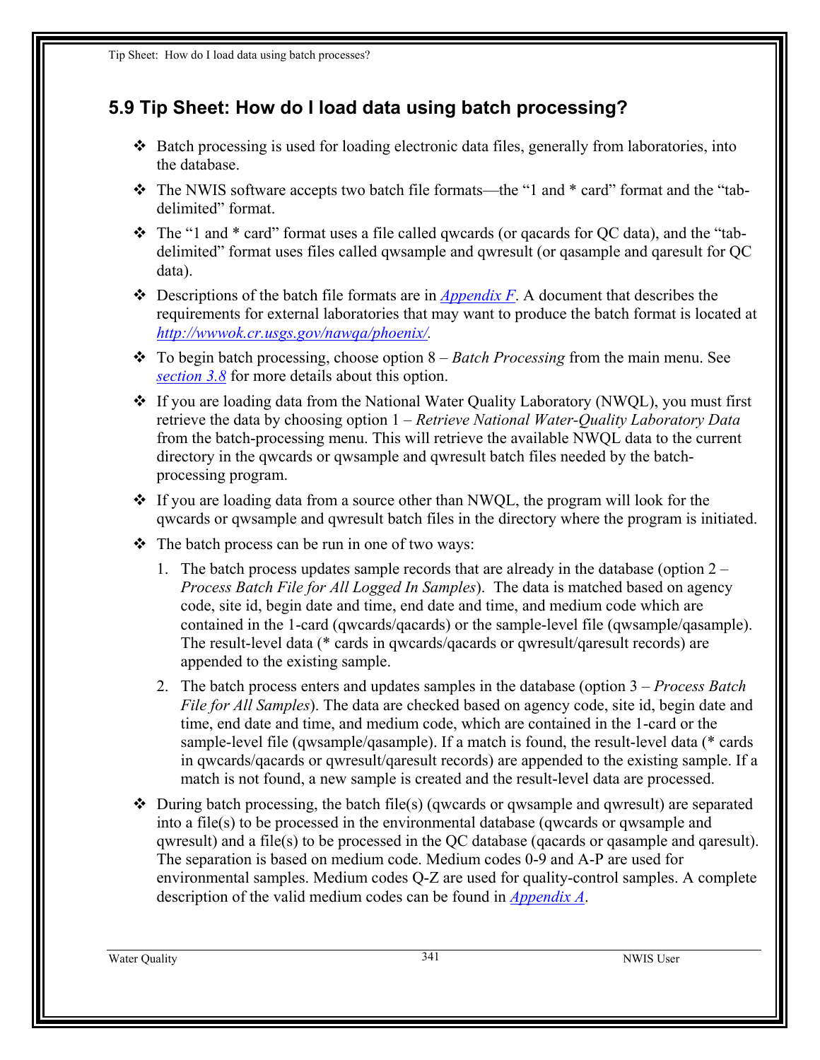## 5.9 Tip Sheet: How do I load data using batch processing?

- Batch processing is used for loading electronic data files, generally from laboratories, into the database.
- The NWIS software accepts two batch file formats—the “1 and * card” format and the “tab-delimited” format.
- The “1 and * card” format uses a file called qwcards (or qacards for QC data), and the “tab-delimited” format uses files called qwsample and qwresult (or qasample and qaresult for QC data).
- Descriptions of the batch file formats are in *Appendix F*. A document that describes the requirements for external laboratories that may want to produce the batch format is located at *http://wwwok.cr.usgs.gov/nawqa/phoenix/*.
- To begin batch processing, choose option 8 – *Batch Processing* from the main menu. See *section 3.8* for more details about this option.
- If you are loading data from the National Water Quality Laboratory (NWQL), you must first retrieve the data by choosing option 1 – *Retrieve National Water-Quality Laboratory Data* from the batch-processing menu. This will retrieve the available NWQL data to the current directory in the qwcards or qwsample and qwresult batch files needed by the batch-processing program.
- If you are loading data from a source other than NWQL, the program will look for the qwcards or qwsample and qwresult batch files in the directory where the program is initiated.
- The batch process can be run in one of two ways:
  1. The batch process updates sample records that are already in the database (option 2 – *Process Batch File for All Logged In Samples*). The data is matched based on agency code, site id, begin date and time, end date and time, and medium code which are contained in the 1-card (qwcards/qacards) or the sample-level file (qwsample/qasample). The result-level data (* cards in qwcards/qacards or qwresult/qaresult records) are appended to the existing sample.
  2. The batch process enters and updates samples in the database (option 3 – *Process Batch File for All Samples*). The data are checked based on agency code, site id, begin date and time, end date and time, and medium code, which are contained in the 1-card or the sample-level file (qwsample/qasample). If a match is found, the result-level data (* cards in qwcards/qacards or qwresult/qaresult records) are appended to the existing sample. If a match is not found, a new sample is created and the result-level data are processed.
- During batch processing, the batch file(s) (qwcards or qwsample and qwresult) are separated into a file(s) to be processed in the environmental database (qwcards or qwsample and qwresult) and a file(s) to be processed in the QC database (qacards or qasample and qaresult). The separation is based on medium code. Medium codes 0-9 and A-P are used for environmental samples. Medium codes Q-Z are used for quality-control samples. A complete description of the valid medium codes can be found in *Appendix A*.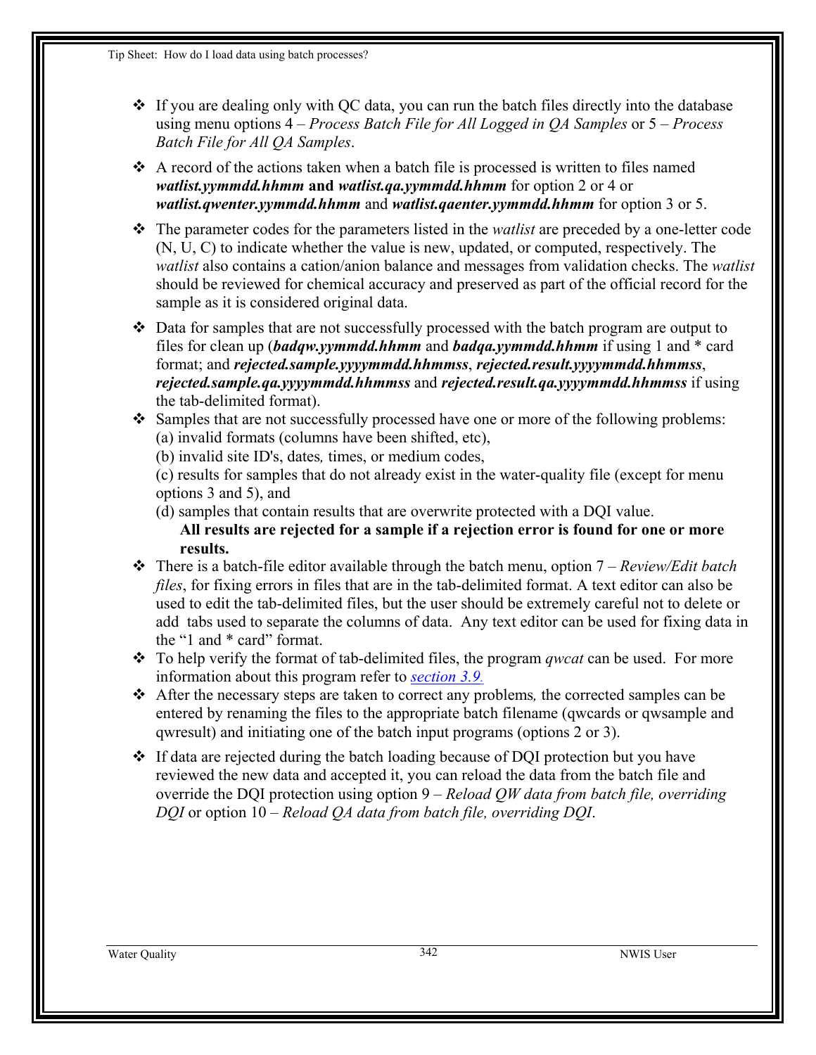- If you are dealing only with QC data, you can run the batch files directly into the database using menu options 4 – *Process Batch File for All Logged in QA Samples* or 5 – *Process Batch File for All QA Samples*.
- A record of the actions taken when a batch file is processed is written to files named ***watlist.yymmdd.hhmm*** **and** ***watlist.qa.yymmdd.hhmm*** for option 2 or 4 or ***watlist.qwenter.yymmdd.hhmm*** and ***watlist.qaenter.yymmdd.hhmm*** for option 3 or 5.
- The parameter codes for the parameters listed in the *watlist* are preceded by a one-letter code (N, U, C) to indicate whether the value is new, updated, or computed, respectively. The *watlist* also contains a cation/anion balance and messages from validation checks. The *watlist* should be reviewed for chemical accuracy and preserved as part of the official record for the sample as it is considered original data.
- Data for samples that are not successfully processed with the batch program are output to files for clean up (***badqw.yymmdd.hhmm*** and ***badqa.yymmdd.hhmm*** if using 1 and * card format; and ***rejected.sample.yyyymmdd.hhmmss***, ***rejected.result.yyyymmdd.hhmmss***, ***rejected.sample.qa.yyyymmdd.hhmmss*** and ***rejected.result.qa.yyyymmdd.hhmmss*** if using the tab-delimited format).
- Samples that are not successfully processed have one or more of the following problems:
  (a) invalid formats (columns have been shifted, etc),
  (b) invalid site ID's, dates, times, or medium codes,
  (c) results for samples that do not already exist in the water-quality file (except for menu options 3 and 5), and
  (d) samples that contain results that are overwrite protected with a DQI value.
  **All results are rejected for a sample if a rejection error is found for one or more results.**
- There is a batch-file editor available through the batch menu, option 7 – *Review/Edit batch files*, for fixing errors in files that are in the tab-delimited format. A text editor can also be used to edit the tab-delimited files, but the user should be extremely careful not to delete or add tabs used to separate the columns of data. Any text editor can be used for fixing data in the "1 and * card" format.
- To help verify the format of tab-delimited files, the program *qwcat* can be used. For more information about this program refer to *section 3.9.*
- After the necessary steps are taken to correct any problems, the corrected samples can be entered by renaming the files to the appropriate batch filename (qwcards or qwsample and qwresult) and initiating one of the batch input programs (options 2 or 3).
- If data are rejected during the batch loading because of DQI protection but you have reviewed the new data and accepted it, you can reload the data from the batch file and override the DQI protection using option 9 – *Reload QW data from batch file, overriding DQI* or option 10 – *Reload QA data from batch file, overriding DQI*.